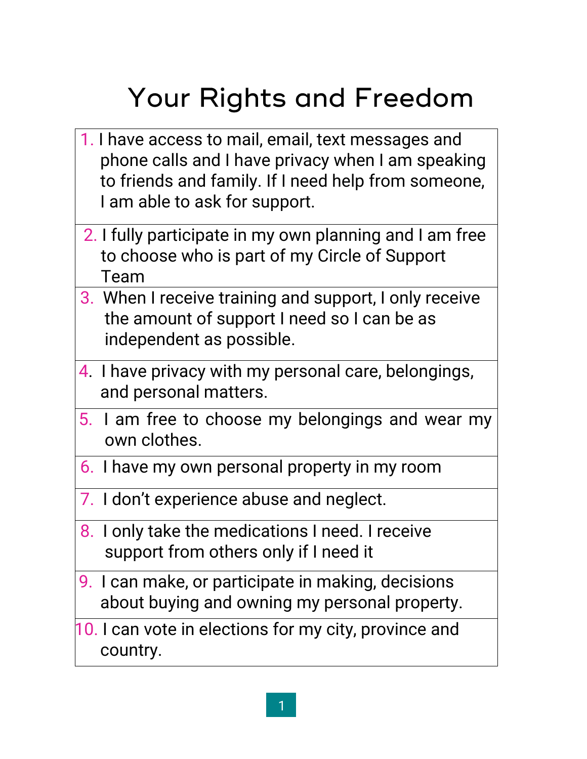# Your Rights and Freedom

1. I have access to mail, email, text messages and phone calls and I have privacy when I am speaking to friends and family. If I need help from someone, I am able to ask for support.
2. I fully participate in my own planning and I am free to choose who is part of my Circle of Support Team
3. When I receive training and support, I only receive the amount of support I need so I can be as independent as possible.
4. I have privacy with my personal care, belongings, and personal matters.
5. I am free to choose my belongings and wear my own clothes.
6. I have my own personal property in my room
7. I don't experience abuse and neglect.
8. I only take the medications I need. I receive support from others only if I need it
9. I can make, or participate in making, decisions about buying and owning my personal property.
10. I can vote in elections for my city, province and country.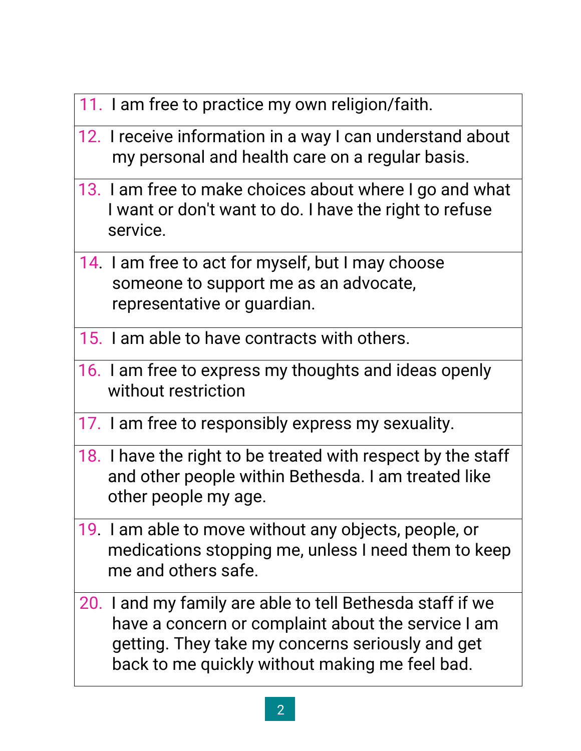11. I am free to practice my own religion/faith.
12. I receive information in a way I can understand about my personal and health care on a regular basis.
13. I am free to make choices about where I go and what I want or don't want to do. I have the right to refuse service.
14. I am free to act for myself, but I may choose someone to support me as an advocate, representative or guardian.
15. I am able to have contracts with others.
16. I am free to express my thoughts and ideas openly without restriction
17. I am free to responsibly express my sexuality.
18. I have the right to be treated with respect by the staff and other people within Bethesda. I am treated like other people my age.
19. I am able to move without any objects, people, or medications stopping me, unless I need them to keep me and others safe.
20. I and my family are able to tell Bethesda staff if we have a concern or complaint about the service I am getting. They take my concerns seriously and get back to me quickly without making me feel bad.